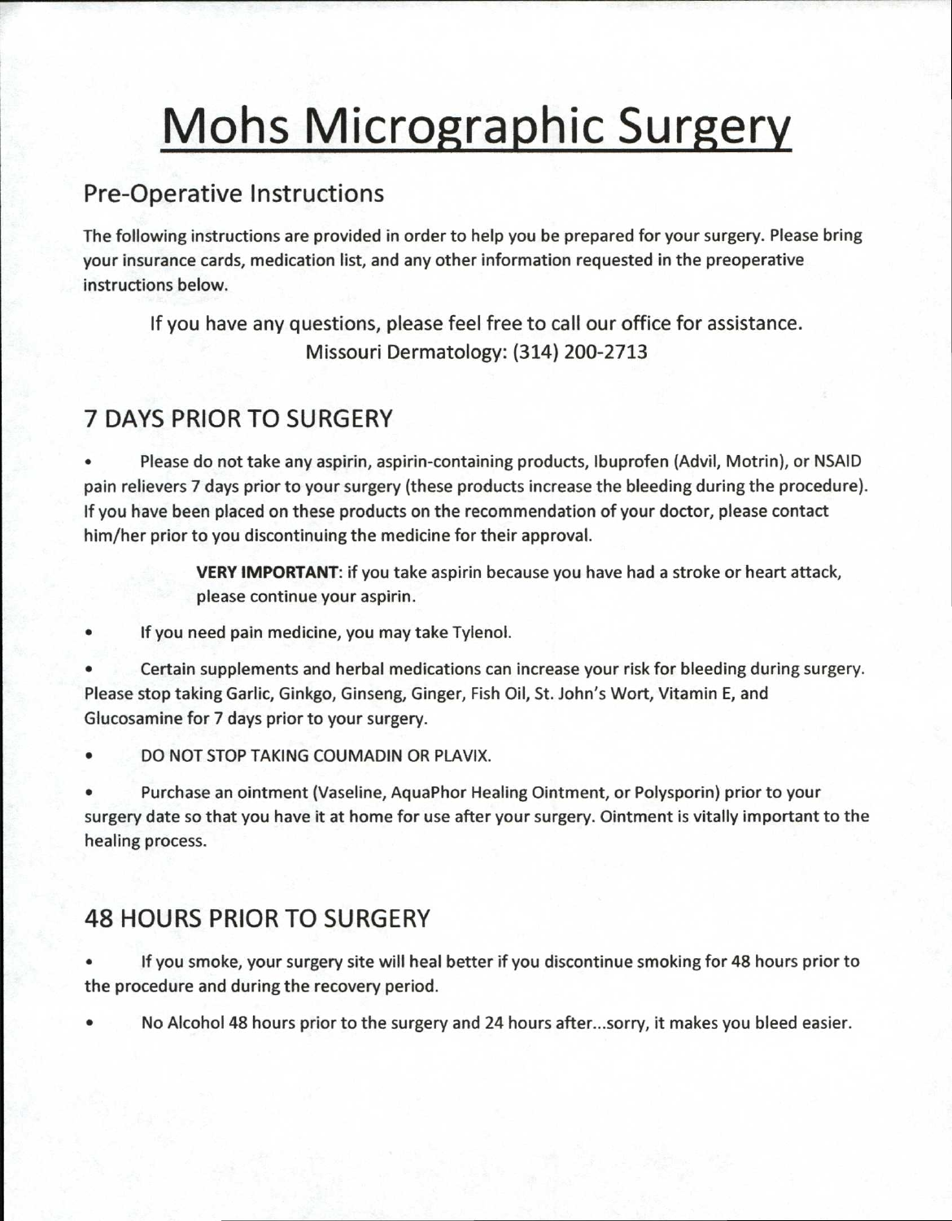# Mohs Micrographic Surgery

## Pre-Operative Instructions

The following instructions are provided in order to help you be prepared for your surgery. Please bring your insurance cards, medication list, and any other information requested in the preoperative instructions below.

If you have any questions, please feel free to call our office for assistance.
Missouri Dermatology: (314) 200-2713

## 7 DAYS PRIOR TO SURGERY

- Please do not take any aspirin, aspirin-containing products, Ibuprofen (Advil, Motrin), or NSAID pain relievers 7 days prior to your surgery (these products increase the bleeding during the procedure). If you have been placed on these products on the recommendation of your doctor, please contact him/her prior to you discontinuing the medicine for their approval.

  **VERY IMPORTANT**: if you take aspirin because you have had a stroke or heart attack, please continue your aspirin.

- If you need pain medicine, you may take Tylenol.
- Certain supplements and herbal medications can increase your risk for bleeding during surgery. Please stop taking Garlic, Ginkgo, Ginseng, Ginger, Fish Oil, St. John's Wort, Vitamin E, and Glucosamine for 7 days prior to your surgery.
- DO NOT STOP TAKING COUMADIN OR PLAVIX.
- Purchase an ointment (Vaseline, AquaPhor Healing Ointment, or Polysporin) prior to your surgery date so that you have it at home for use after your surgery. Ointment is vitally important to the healing process.

## 48 HOURS PRIOR TO SURGERY

- If you smoke, your surgery site will heal better if you discontinue smoking for 48 hours prior to the procedure and during the recovery period.
- No Alcohol 48 hours prior to the surgery and 24 hours after...sorry, it makes you bleed easier.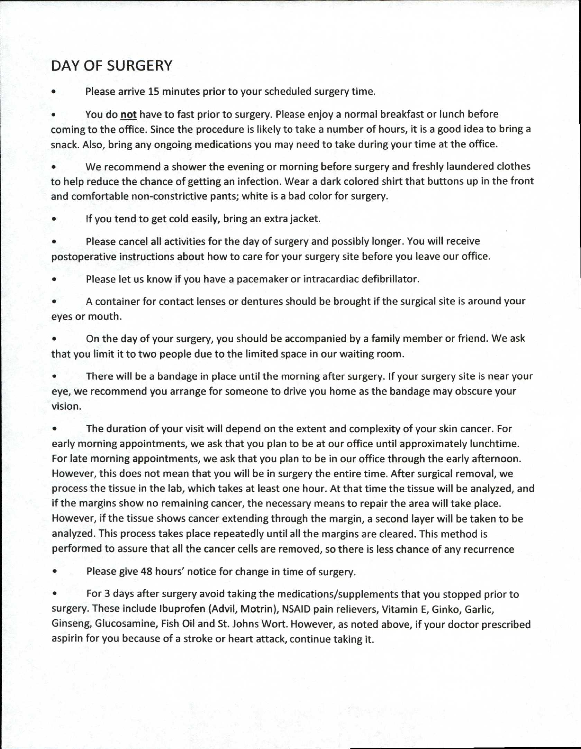## DAY OF SURGERY

- Please arrive 15 minutes prior to your scheduled surgery time.
- You do **not** have to fast prior to surgery. Please enjoy a normal breakfast or lunch before coming to the office. Since the procedure is likely to take a number of hours, it is a good idea to bring a snack. Also, bring any ongoing medications you may need to take during your time at the office.
- We recommend a shower the evening or morning before surgery and freshly laundered clothes to help reduce the chance of getting an infection. Wear a dark colored shirt that buttons up in the front and comfortable non-constrictive pants; white is a bad color for surgery.
- If you tend to get cold easily, bring an extra jacket.
- Please cancel all activities for the day of surgery and possibly longer. You will receive postoperative instructions about how to care for your surgery site before you leave our office.
- Please let us know if you have a pacemaker or intracardiac defibrillator.
- A container for contact lenses or dentures should be brought if the surgical site is around your eyes or mouth.
- On the day of your surgery, you should be accompanied by a family member or friend. We ask that you limit it to two people due to the limited space in our waiting room.
- There will be a bandage in place until the morning after surgery. If your surgery site is near your eye, we recommend you arrange for someone to drive you home as the bandage may obscure your vision.
- The duration of your visit will depend on the extent and complexity of your skin cancer. For early morning appointments, we ask that you plan to be at our office until approximately lunchtime. For late morning appointments, we ask that you plan to be in our office through the early afternoon. However, this does not mean that you will be in surgery the entire time. After surgical removal, we process the tissue in the lab, which takes at least one hour. At that time the tissue will be analyzed, and if the margins show no remaining cancer, the necessary means to repair the area will take place. However, if the tissue shows cancer extending through the margin, a second layer will be taken to be analyzed. This process takes place repeatedly until all the margins are cleared. This method is performed to assure that all the cancer cells are removed, so there is less chance of any recurrence
- Please give 48 hours' notice for change in time of surgery.
- For 3 days after surgery avoid taking the medications/supplements that you stopped prior to surgery. These include Ibuprofen (Advil, Motrin), NSAID pain relievers, Vitamin E, Ginko, Garlic, Ginseng, Glucosamine, Fish Oil and St. Johns Wort. However, as noted above, if your doctor prescribed aspirin for you because of a stroke or heart attack, continue taking it.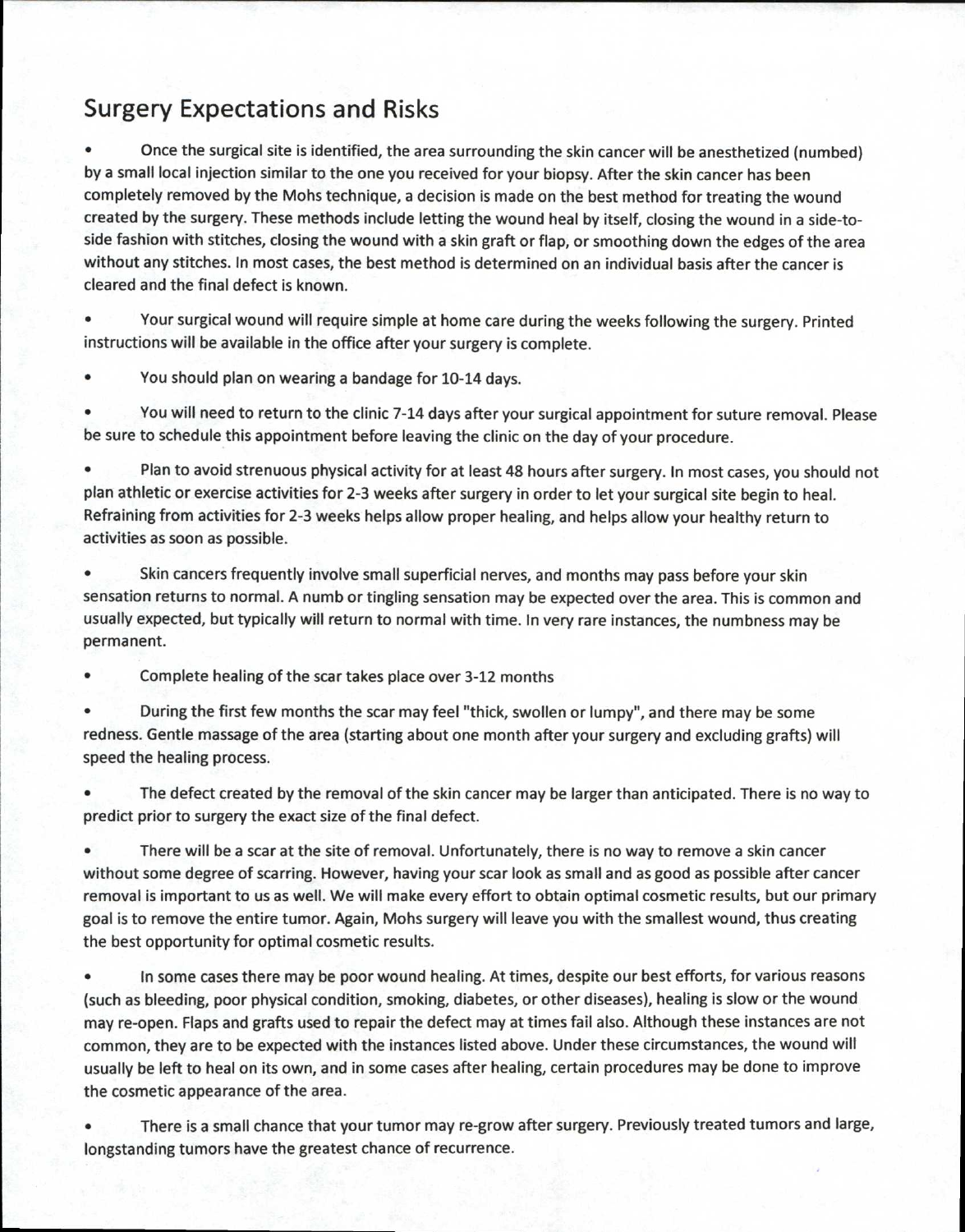## Surgery Expectations and Risks

- Once the surgical site is identified, the area surrounding the skin cancer will be anesthetized (numbed) by a small local injection similar to the one you received for your biopsy. After the skin cancer has been completely removed by the Mohs technique, a decision is made on the best method for treating the wound created by the surgery. These methods include letting the wound heal by itself, closing the wound in a side-to-side fashion with stitches, closing the wound with a skin graft or flap, or smoothing down the edges of the area without any stitches. In most cases, the best method is determined on an individual basis after the cancer is cleared and the final defect is known.

- Your surgical wound will require simple at home care during the weeks following the surgery. Printed instructions will be available in the office after your surgery is complete.

- You should plan on wearing a bandage for 10-14 days.

- You will need to return to the clinic 7-14 days after your surgical appointment for suture removal. Please be sure to schedule this appointment before leaving the clinic on the day of your procedure.

- Plan to avoid strenuous physical activity for at least 48 hours after surgery. In most cases, you should not plan athletic or exercise activities for 2-3 weeks after surgery in order to let your surgical site begin to heal. Refraining from activities for 2-3 weeks helps allow proper healing, and helps allow your healthy return to activities as soon as possible.

- Skin cancers frequently involve small superficial nerves, and months may pass before your skin sensation returns to normal. A numb or tingling sensation may be expected over the area. This is common and usually expected, but typically will return to normal with time. In very rare instances, the numbness may be permanent.

- Complete healing of the scar takes place over 3-12 months

- During the first few months the scar may feel "thick, swollen or lumpy", and there may be some redness. Gentle massage of the area (starting about one month after your surgery and excluding grafts) will speed the healing process.

- The defect created by the removal of the skin cancer may be larger than anticipated. There is no way to predict prior to surgery the exact size of the final defect.

- There will be a scar at the site of removal. Unfortunately, there is no way to remove a skin cancer without some degree of scarring. However, having your scar look as small and as good as possible after cancer removal is important to us as well. We will make every effort to obtain optimal cosmetic results, but our primary goal is to remove the entire tumor. Again, Mohs surgery will leave you with the smallest wound, thus creating the best opportunity for optimal cosmetic results.

- In some cases there may be poor wound healing. At times, despite our best efforts, for various reasons (such as bleeding, poor physical condition, smoking, diabetes, or other diseases), healing is slow or the wound may re-open. Flaps and grafts used to repair the defect may at times fail also. Although these instances are not common, they are to be expected with the instances listed above. Under these circumstances, the wound will usually be left to heal on its own, and in some cases after healing, certain procedures may be done to improve the cosmetic appearance of the area.

- There is a small chance that your tumor may re-grow after surgery. Previously treated tumors and large, longstanding tumors have the greatest chance of recurrence.